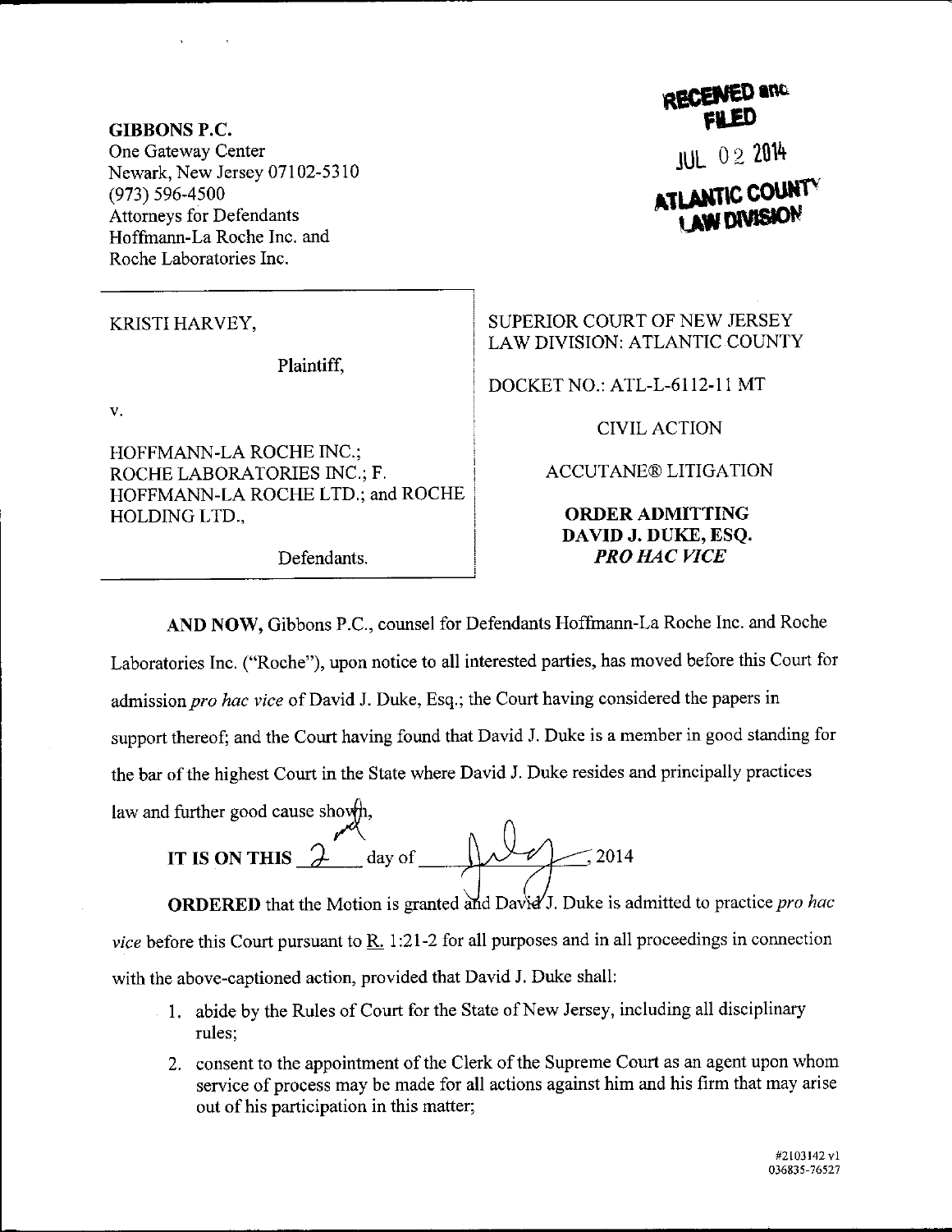**GIBBONS P.C.**
One Gateway Center
Newark, New Jersey 07102-5310
(973) 596-4500
Attorneys for Defendants
Hoffmann-La Roche Inc. and
Roche Laboratories Inc.

RECEIVED and
FILED
JUL 02 2014
ATLANTIC COUNTY
LAW DIVISION

KRISTI HARVEY,

Plaintiff,

v.

HOFFMANN-LA ROCHE INC.; ROCHE LABORATORIES INC.; F. HOFFMANN-LA ROCHE LTD.; and ROCHE HOLDING LTD.,

Defendants.

SUPERIOR COURT OF NEW JERSEY
LAW DIVISION: ATLANTIC COUNTY

DOCKET NO.: ATL-L-6112-11 MT

CIVIL ACTION

ACCUTANE® LITIGATION

**ORDER ADMITTING DAVID J. DUKE, ESQ. *PRO HAC VICE***

**AND NOW,** Gibbons P.C., counsel for Defendants Hoffmann-La Roche Inc. and Roche Laboratories Inc. ("Roche"), upon notice to all interested parties, has moved before this Court for admission *pro hac vice* of David J. Duke, Esq.; the Court having considered the papers in support thereof; and the Court having found that David J. Duke is a member in good standing for the bar of the highest Court in the State where David J. Duke resides and principally practices law and further good cause shown,

**IT IS ON THIS** 2nd day of July, 2014

**ORDERED** that the Motion is granted and David J. Duke is admitted to practice *pro hac vice* before this Court pursuant to R. 1:21-2 for all purposes and in all proceedings in connection with the above-captioned action, provided that David J. Duke shall:

1. abide by the Rules of Court for the State of New Jersey, including all disciplinary rules;
2. consent to the appointment of the Clerk of the Supreme Court as an agent upon whom service of process may be made for all actions against him and his firm that may arise out of his participation in this matter;

#2103142 v1
036835-76527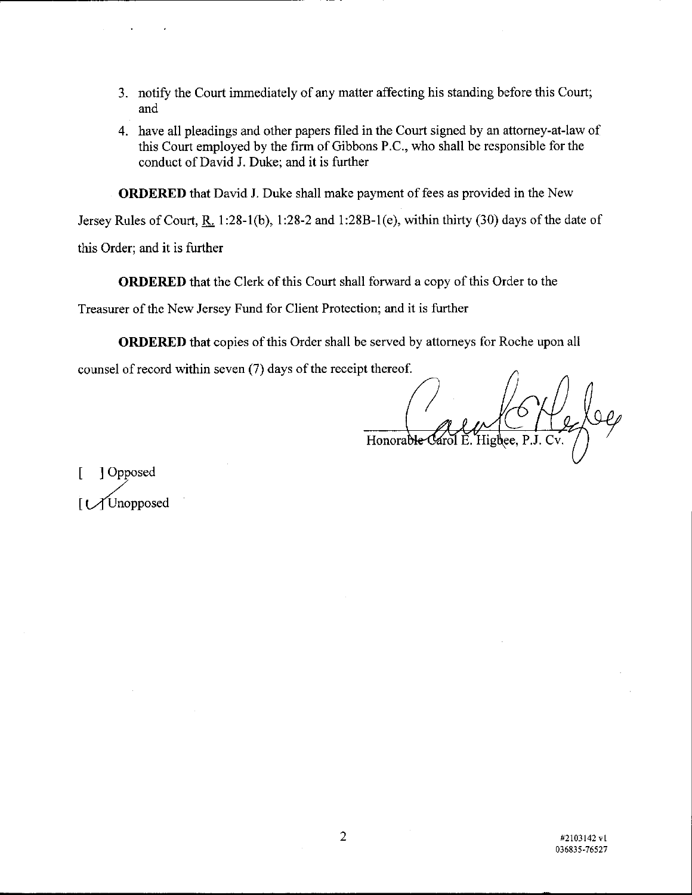3. notify the Court immediately of any matter affecting his standing before this Court; and
4. have all pleadings and other papers filed in the Court signed by an attorney-at-law of this Court employed by the firm of Gibbons P.C., who shall be responsible for the conduct of David J. Duke; and it is further

**ORDERED** that David J. Duke shall make payment of fees as provided in the New Jersey Rules of Court, R. 1:28-1(b), 1:28-2 and 1:28B-1(e), within thirty (30) days of the date of this Order; and it is further

**ORDERED** that the Clerk of this Court shall forward a copy of this Order to the Treasurer of the New Jersey Fund for Client Protection; and it is further

**ORDERED** that copies of this Order shall be served by attorneys for Roche upon all counsel of record within seven (7) days of the receipt thereof.

Honorable Carol E. Higbee, P.J. Cv.

[ ] Opposed

[✓] Unopposed

#2103142 v1
036835-76527